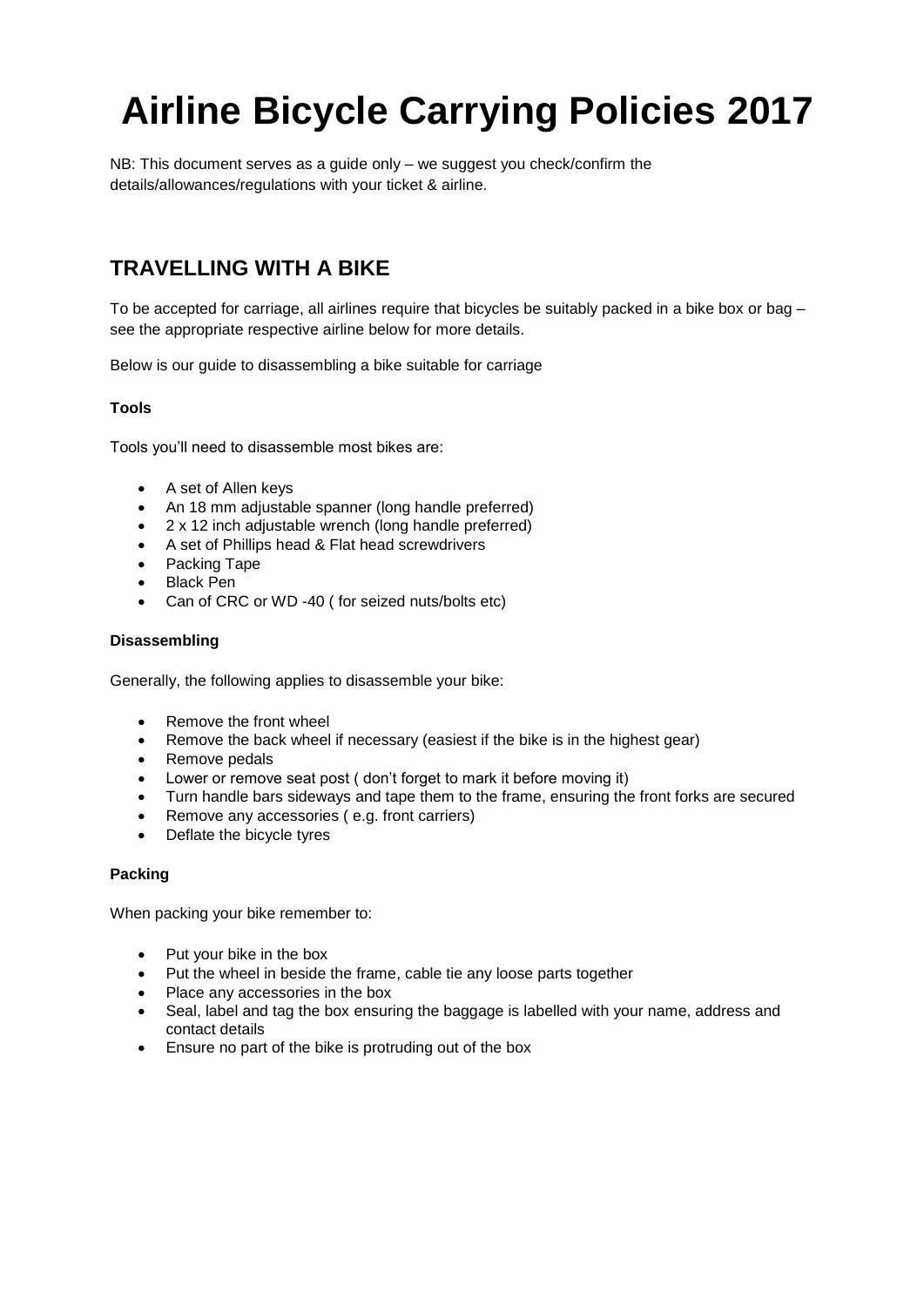# Airline Bicycle Carrying Policies 2017

NB: This document serves as a guide only – we suggest you check/confirm the details/allowances/regulations with your ticket & airline.

## TRAVELLING WITH A BIKE

To be accepted for carriage, all airlines require that bicycles be suitably packed in a bike box or bag – see the appropriate respective airline below for more details.

Below is our guide to disassembling a bike suitable for carriage

### Tools

Tools you'll need to disassemble most bikes are:

- A set of Allen keys
- An 18 mm adjustable spanner (long handle preferred)
- 2 x 12 inch adjustable wrench (long handle preferred)
- A set of Phillips head & Flat head screwdrivers
- Packing Tape
- Black Pen
- Can of CRC or WD -40 ( for seized nuts/bolts etc)

### Disassembling

Generally, the following applies to disassemble your bike:

- Remove the front wheel
- Remove the back wheel if necessary (easiest if the bike is in the highest gear)
- Remove pedals
- Lower or remove seat post ( don't forget to mark it before moving it)
- Turn handle bars sideways and tape them to the frame, ensuring the front forks are secured
- Remove any accessories ( e.g. front carriers)
- Deflate the bicycle tyres

### Packing

When packing your bike remember to:

- Put your bike in the box
- Put the wheel in beside the frame, cable tie any loose parts together
- Place any accessories in the box
- Seal, label and tag the box ensuring the baggage is labelled with your name, address and contact details
- Ensure no part of the bike is protruding out of the box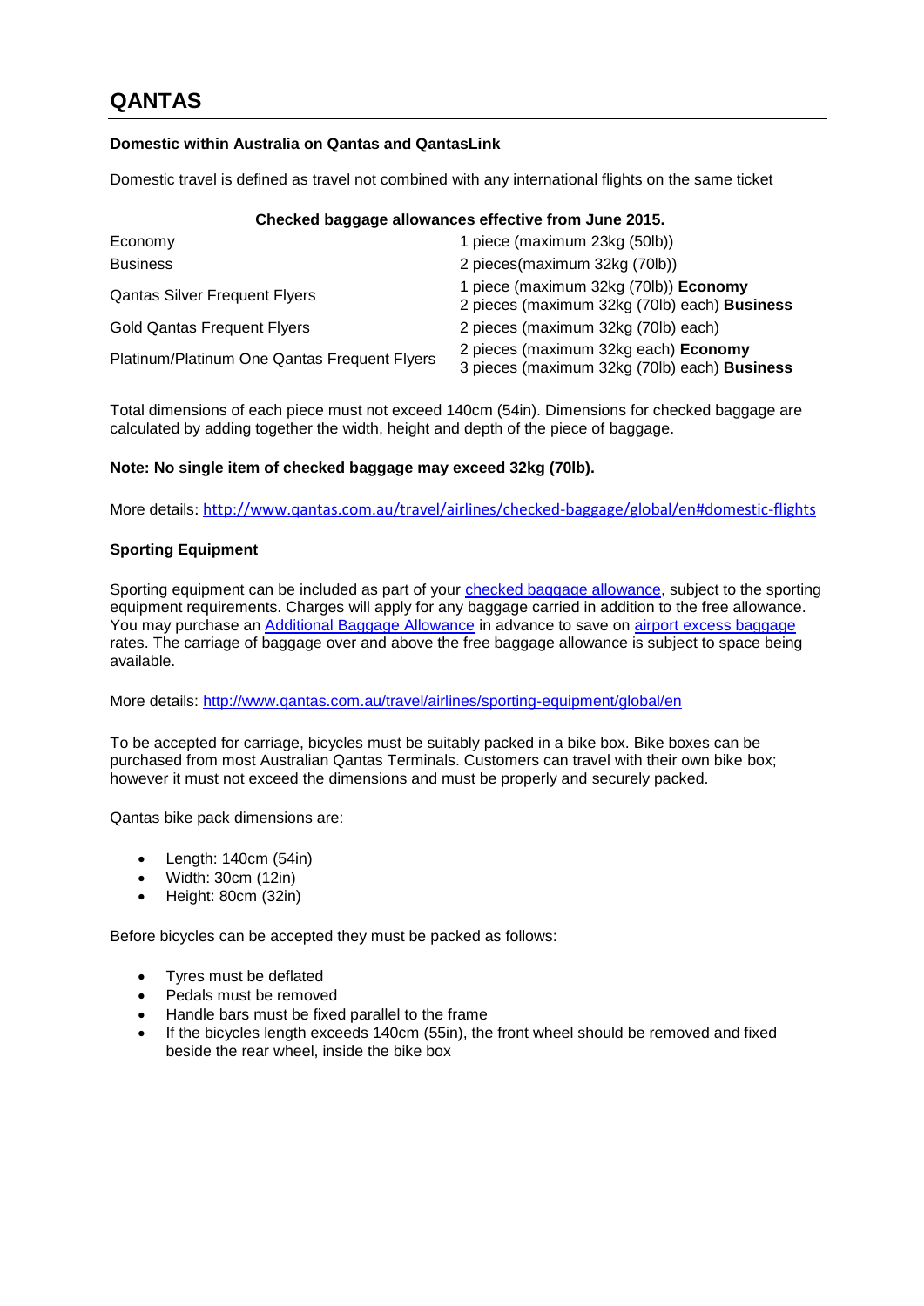# QANTAS

**Domestic within Australia on Qantas and QantasLink**

Domestic travel is defined as travel not combined with any international flights on the same ticket

| Checked baggage allowances effective from June 2015. | |
|---|---|
| Economy | 1 piece (maximum 23kg (50lb)) |
| Business | 2 pieces(maximum 32kg (70lb)) |
| Qantas Silver Frequent Flyers | 1 piece (maximum 32kg (70lb)) **Economy**<br>2 pieces (maximum 32kg (70lb) each) **Business** |
| Gold Qantas Frequent Flyers | 2 pieces (maximum 32kg (70lb) each) |
| Platinum/Platinum One Qantas Frequent Flyers | 2 pieces (maximum 32kg each) **Economy**<br>3 pieces (maximum 32kg (70lb) each) **Business** |

Total dimensions of each piece must not exceed 140cm (54in). Dimensions for checked baggage are calculated by adding together the width, height and depth of the piece of baggage.

**Note: No single item of checked baggage may exceed 32kg (70lb).**

More details: http://www.qantas.com.au/travel/airlines/checked-baggage/global/en#domestic-flights

**Sporting Equipment**

Sporting equipment can be included as part of your checked baggage allowance, subject to the sporting equipment requirements. Charges will apply for any baggage carried in addition to the free allowance. You may purchase an Additional Baggage Allowance in advance to save on airport excess baggage rates. The carriage of baggage over and above the free baggage allowance is subject to space being available.

More details: http://www.qantas.com.au/travel/airlines/sporting-equipment/global/en

To be accepted for carriage, bicycles must be suitably packed in a bike box. Bike boxes can be purchased from most Australian Qantas Terminals. Customers can travel with their own bike box; however it must not exceed the dimensions and must be properly and securely packed.

Qantas bike pack dimensions are:

- Length: 140cm (54in)
- Width: 30cm (12in)
- Height: 80cm (32in)

Before bicycles can be accepted they must be packed as follows:

- Tyres must be deflated
- Pedals must be removed
- Handle bars must be fixed parallel to the frame
- If the bicycles length exceeds 140cm (55in), the front wheel should be removed and fixed beside the rear wheel, inside the bike box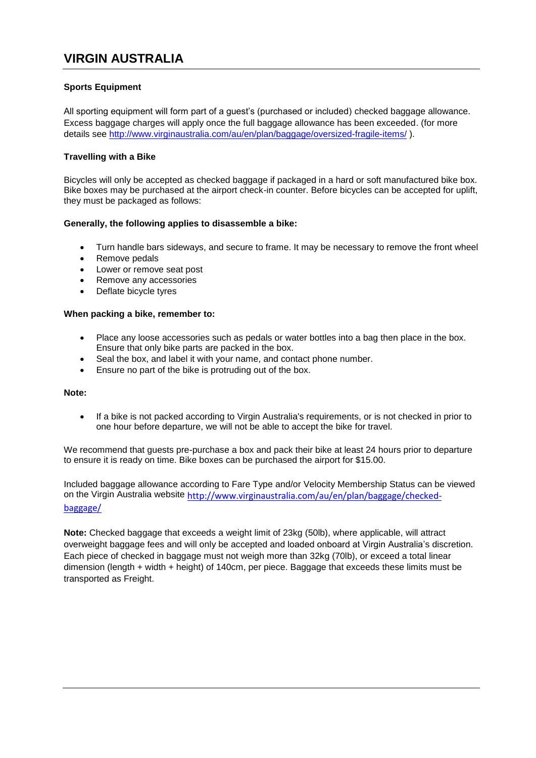# VIRGIN AUSTRALIA

**Sports Equipment**

All sporting equipment will form part of a guest's (purchased or included) checked baggage allowance. Excess baggage charges will apply once the full baggage allowance has been exceeded. (for more details see http://www.virginaustralia.com/au/en/plan/baggage/oversized-fragile-items/ ).

**Travelling with a Bike**

Bicycles will only be accepted as checked baggage if packaged in a hard or soft manufactured bike box. Bike boxes may be purchased at the airport check-in counter. Before bicycles can be accepted for uplift, they must be packaged as follows:

**Generally, the following applies to disassemble a bike:**

- Turn handle bars sideways, and secure to frame. It may be necessary to remove the front wheel
- Remove pedals
- Lower or remove seat post
- Remove any accessories
- Deflate bicycle tyres

**When packing a bike, remember to:**

- Place any loose accessories such as pedals or water bottles into a bag then place in the box. Ensure that only bike parts are packed in the box.
- Seal the box, and label it with your name, and contact phone number.
- Ensure no part of the bike is protruding out of the box.

**Note:**

- If a bike is not packed according to Virgin Australia's requirements, or is not checked in prior to one hour before departure, we will not be able to accept the bike for travel.

We recommend that guests pre-purchase a box and pack their bike at least 24 hours prior to departure to ensure it is ready on time. Bike boxes can be purchased the airport for $15.00.

Included baggage allowance according to Fare Type and/or Velocity Membership Status can be viewed on the Virgin Australia website http://www.virginaustralia.com/au/en/plan/baggage/checked-baggage/

**Note:** Checked baggage that exceeds a weight limit of 23kg (50lb), where applicable, will attract overweight baggage fees and will only be accepted and loaded onboard at Virgin Australia's discretion. Each piece of checked in baggage must not weigh more than 32kg (70lb), or exceed a total linear dimension (length + width + height) of 140cm, per piece. Baggage that exceeds these limits must be transported as Freight.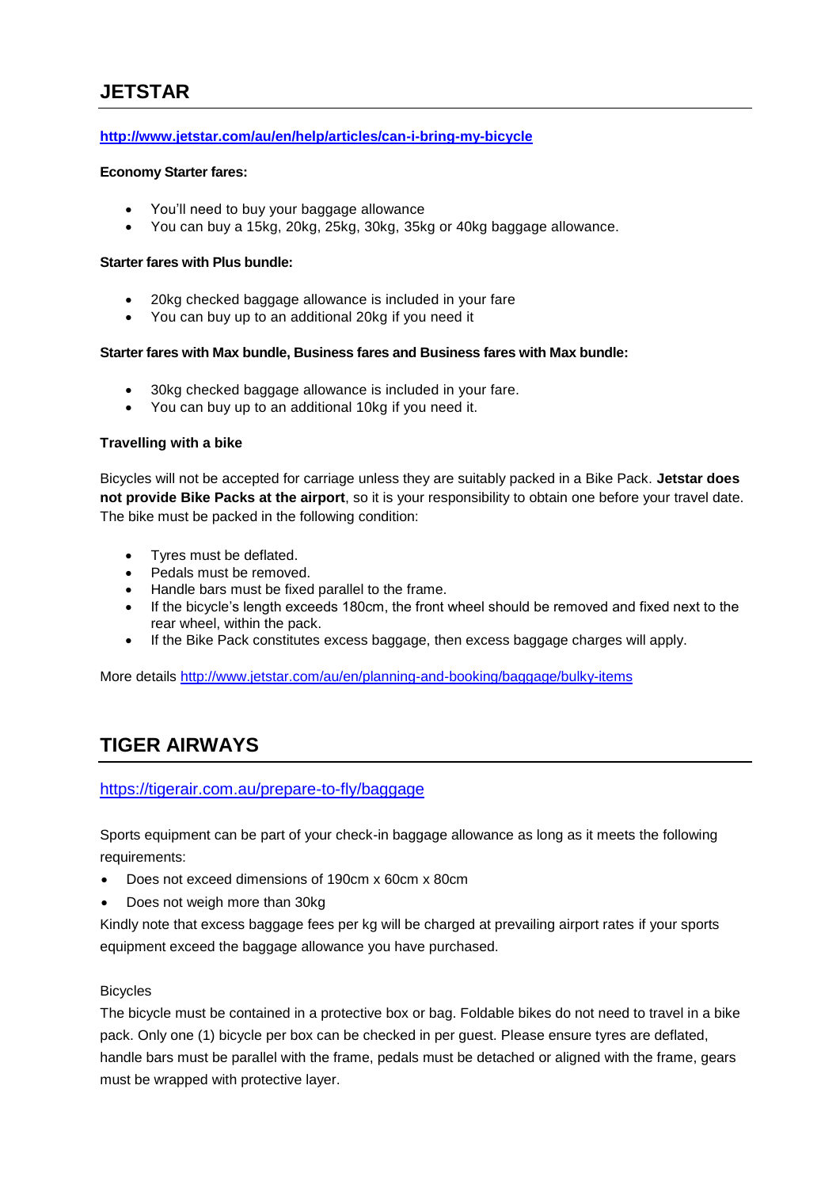## JETSTAR

**http://www.jetstar.com/au/en/help/articles/can-i-bring-my-bicycle**

**Economy Starter fares:**

- You'll need to buy your baggage allowance
- You can buy a 15kg, 20kg, 25kg, 30kg, 35kg or 40kg baggage allowance.

**Starter fares with Plus bundle:**

- 20kg checked baggage allowance is included in your fare
- You can buy up to an additional 20kg if you need it

**Starter fares with Max bundle, Business fares and Business fares with Max bundle:**

- 30kg checked baggage allowance is included in your fare.
- You can buy up to an additional 10kg if you need it.

**Travelling with a bike**

Bicycles will not be accepted for carriage unless they are suitably packed in a Bike Pack. **Jetstar does not provide Bike Packs at the airport**, so it is your responsibility to obtain one before your travel date. The bike must be packed in the following condition:

- Tyres must be deflated.
- Pedals must be removed.
- Handle bars must be fixed parallel to the frame.
- If the bicycle's length exceeds 180cm, the front wheel should be removed and fixed next to the rear wheel, within the pack.
- If the Bike Pack constitutes excess baggage, then excess baggage charges will apply.

More details http://www.jetstar.com/au/en/planning-and-booking/baggage/bulky-items

## TIGER AIRWAYS

https://tigerair.com.au/prepare-to-fly/baggage

Sports equipment can be part of your check-in baggage allowance as long as it meets the following requirements:

- Does not exceed dimensions of 190cm x 60cm x 80cm
- Does not weigh more than 30kg

Kindly note that excess baggage fees per kg will be charged at prevailing airport rates if your sports equipment exceed the baggage allowance you have purchased.

Bicycles

The bicycle must be contained in a protective box or bag. Foldable bikes do not need to travel in a bike pack. Only one (1) bicycle per box can be checked in per guest. Please ensure tyres are deflated, handle bars must be parallel with the frame, pedals must be detached or aligned with the frame, gears must be wrapped with protective layer.